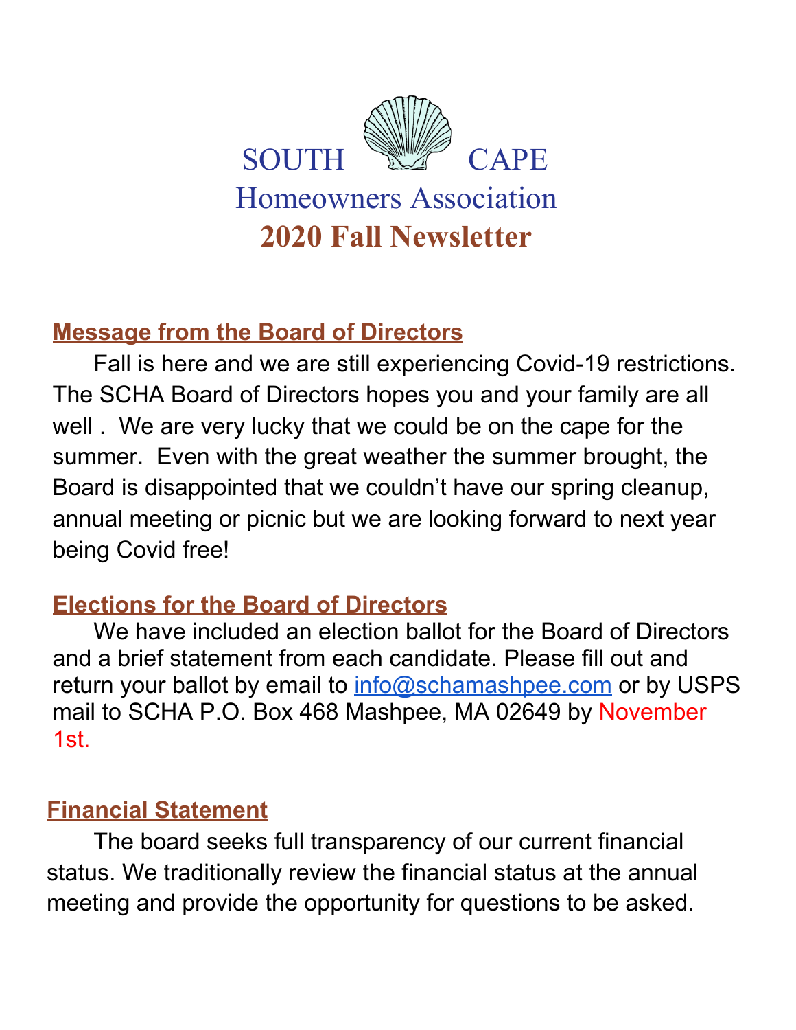# SOUTH CAPE
## Homeowners Association
## 2020 Fall Newsletter

### Message from the Board of Directors

Fall is here and we are still experiencing Covid-19 restrictions. The SCHA Board of Directors hopes you and your family are all well . We are very lucky that we could be on the cape for the summer. Even with the great weather the summer brought, the Board is disappointed that we couldn't have our spring cleanup, annual meeting or picnic but we are looking forward to next year being Covid free!

### Elections for the Board of Directors

We have included an election ballot for the Board of Directors and a brief statement from each candidate. Please fill out and return your ballot by email to info@schamashpee.com or by USPS mail to SCHA P.O. Box 468 Mashpee, MA 02649 by November 1st.

### Financial Statement

The board seeks full transparency of our current financial status. We traditionally review the financial status at the annual meeting and provide the opportunity for questions to be asked.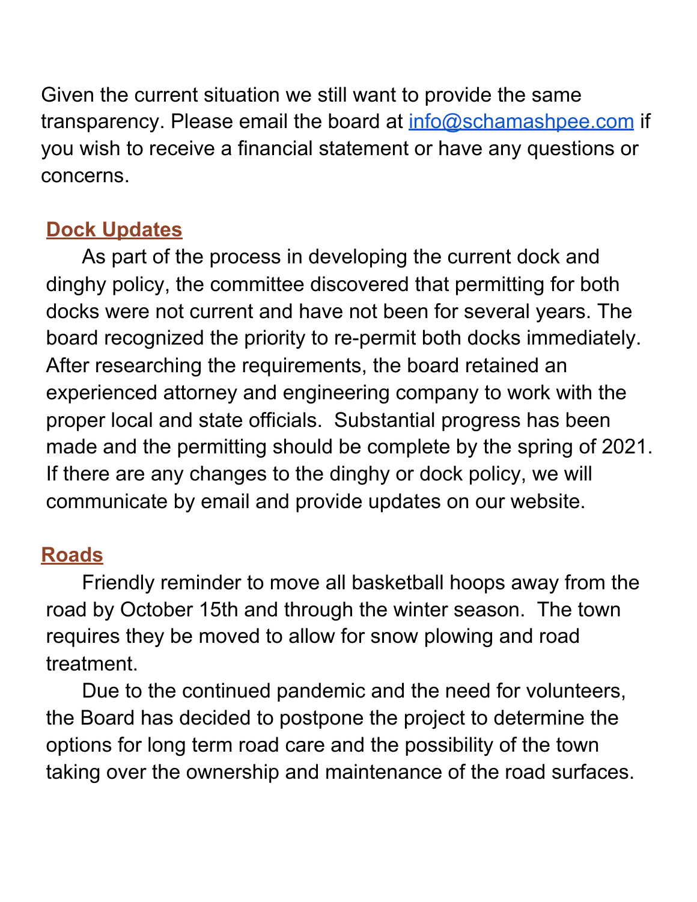Given the current situation we still want to provide the same transparency. Please email the board at [info@schamashpee.com](mailto:info@schamashpee.com) if you wish to receive a financial statement or have any questions or concerns.

## Dock Updates

As part of the process in developing the current dock and dinghy policy, the committee discovered that permitting for both docks were not current and have not been for several years. The board recognized the priority to re-permit both docks immediately. After researching the requirements, the board retained an experienced attorney and engineering company to work with the proper local and state officials. Substantial progress has been made and the permitting should be complete by the spring of 2021. If there are any changes to the dinghy or dock policy, we will communicate by email and provide updates on our website.

## Roads

Friendly reminder to move all basketball hoops away from the road by October 15th and through the winter season. The town requires they be moved to allow for snow plowing and road treatment.

Due to the continued pandemic and the need for volunteers, the Board has decided to postpone the project to determine the options for long term road care and the possibility of the town taking over the ownership and maintenance of the road surfaces.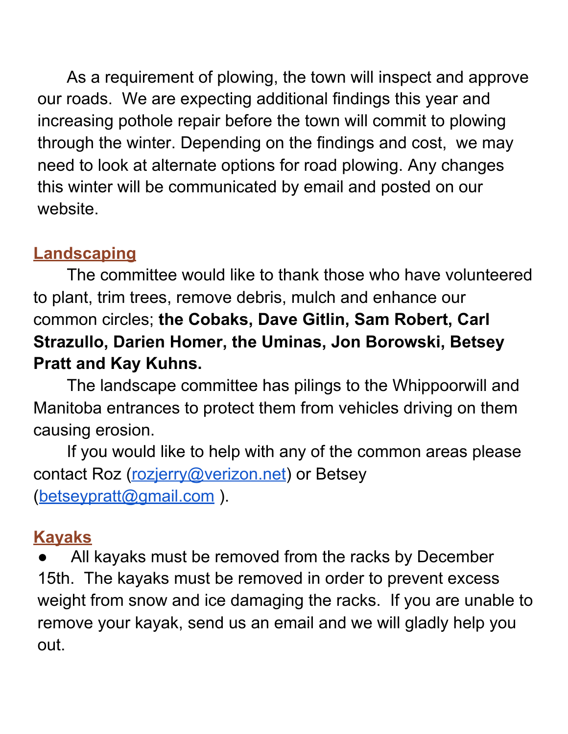As a requirement of plowing, the town will inspect and approve our roads. We are expecting additional findings this year and increasing pothole repair before the town will commit to plowing through the winter. Depending on the findings and cost, we may need to look at alternate options for road plowing. Any changes this winter will be communicated by email and posted on our website.

## Landscaping

The committee would like to thank those who have volunteered to plant, trim trees, remove debris, mulch and enhance our common circles; **the Cobaks, Dave Gitlin, Sam Robert, Carl Strazullo, Darien Homer, the Uminas, Jon Borowski, Betsey Pratt and Kay Kuhns.**

The landscape committee has pilings to the Whippoorwill and Manitoba entrances to protect them from vehicles driving on them causing erosion.

If you would like to help with any of the common areas please contact Roz (rozjerry@verizon.net) or Betsey (betseypratt@gmail.com ).

## Kayaks

- All kayaks must be removed from the racks by December 15th. The kayaks must be removed in order to prevent excess weight from snow and ice damaging the racks. If you are unable to remove your kayak, send us an email and we will gladly help you out.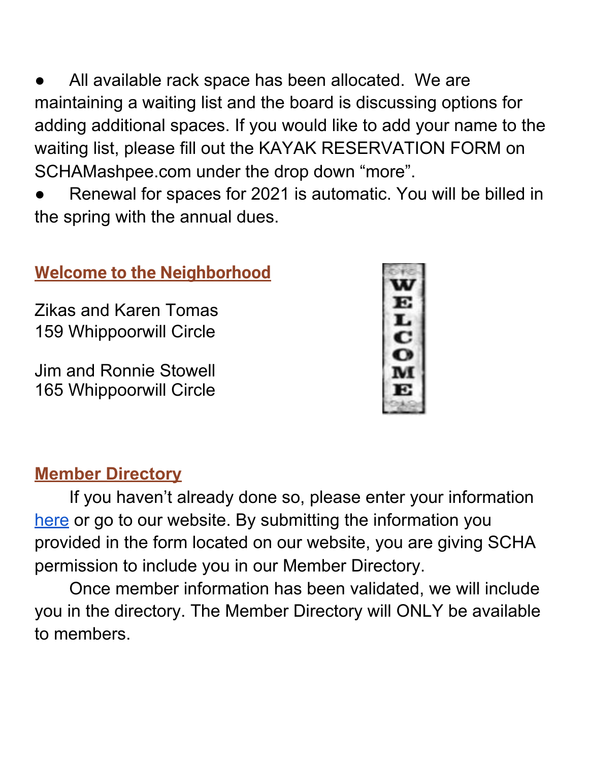- All available rack space has been allocated. We are maintaining a waiting list and the board is discussing options for adding additional spaces. If you would like to add your name to the waiting list, please fill out the KAYAK RESERVATION FORM on SCHAMashpee.com under the drop down "more".
- Renewal for spaces for 2021 is automatic. You will be billed in the spring with the annual dues.

## Welcome to the Neighborhood

Zikas and Karen Tomas
159 Whippoorwill Circle

Jim and Ronnie Stowell
165 Whippoorwill Circle

## Member Directory

If you haven't already done so, please enter your information here or go to our website. By submitting the information you provided in the form located on our website, you are giving SCHA permission to include you in our Member Directory.

Once member information has been validated, we will include you in the directory. The Member Directory will ONLY be available to members.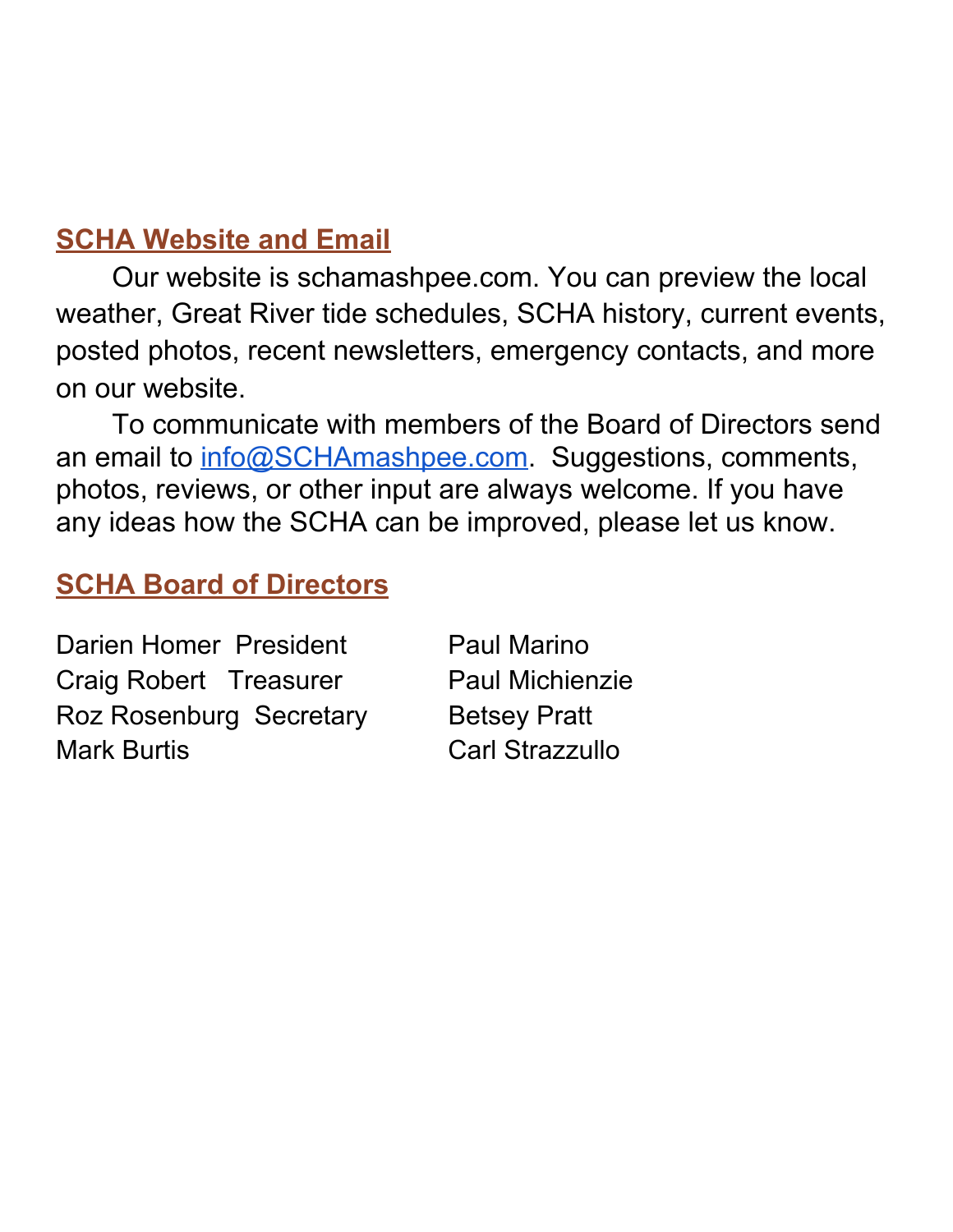## SCHA Website and Email

Our website is schamashpee.com. You can preview the local weather, Great River tide schedules, SCHA history, current events, posted photos, recent newsletters, emergency contacts, and more on our website.

To communicate with members of the Board of Directors send an email to info@SCHAmashpee.com. Suggestions, comments, photos, reviews, or other input are always welcome. If you have any ideas how the SCHA can be improved, please let us know.

## SCHA Board of Directors

Darien Homer President
Craig Robert Treasurer
Roz Rosenburg Secretary
Mark Burtis
Paul Marino
Paul Michienzie
Betsey Pratt
Carl Strazzullo